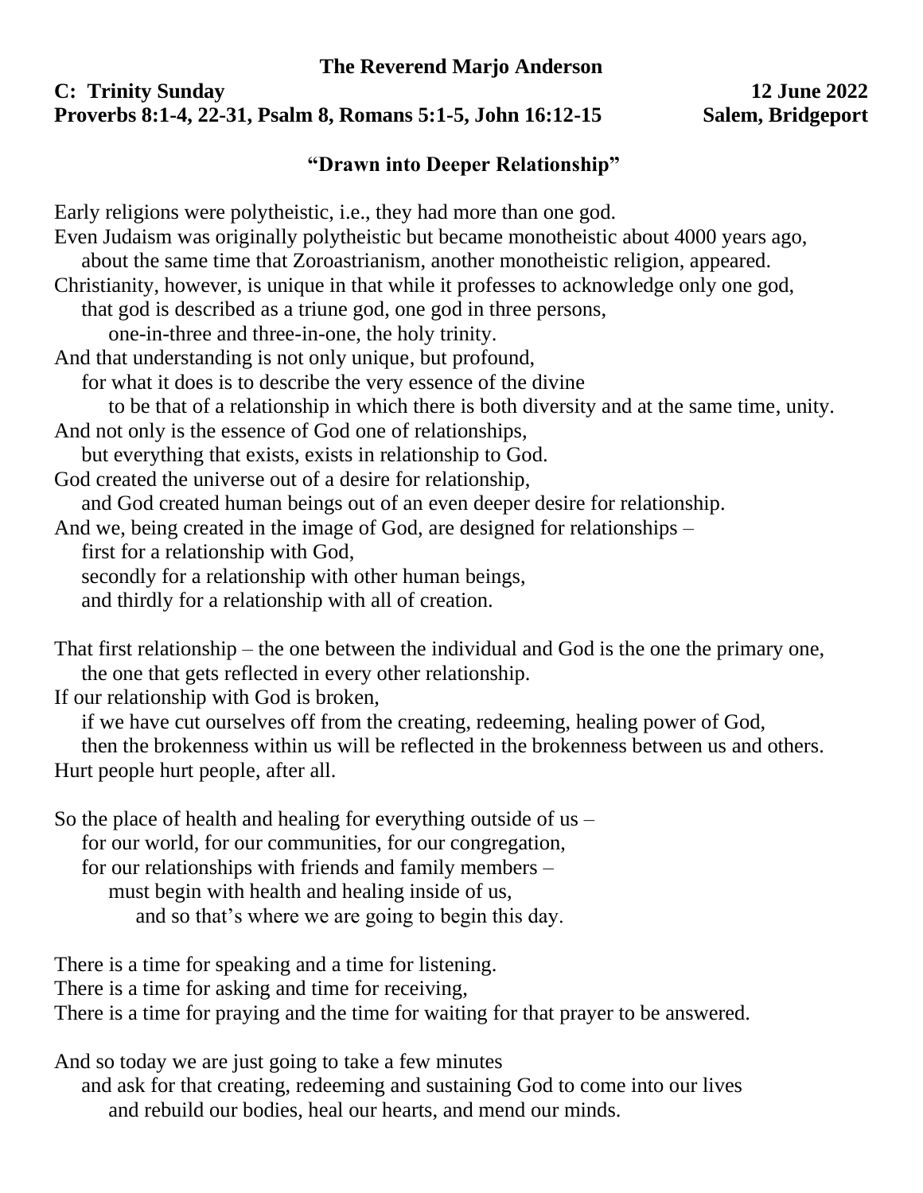**The Reverend Marjo Anderson**

**C: Trinity Sunday** **12 June 2022**

**Proverbs 8:1-4, 22-31, Psalm 8, Romans 5:1-5, John 16:12-15** **Salem, Bridgeport**

## "Drawn into Deeper Relationship"

Early religions were polytheistic, i.e., they had more than one god.
Even Judaism was originally polytheistic but became monotheistic about 4000 years ago,
about the same time that Zoroastrianism, another monotheistic religion, appeared.
Christianity, however, is unique in that while it professes to acknowledge only one god,
that god is described as a triune god, one god in three persons,
one-in-three and three-in-one, the holy trinity.
And that understanding is not only unique, but profound,
for what it does is to describe the very essence of the divine
to be that of a relationship in which there is both diversity and at the same time, unity.
And not only is the essence of God one of relationships,
but everything that exists, exists in relationship to God.
God created the universe out of a desire for relationship,
and God created human beings out of an even deeper desire for relationship.
And we, being created in the image of God, are designed for relationships –
first for a relationship with God,
secondly for a relationship with other human beings,
and thirdly for a relationship with all of creation.

That first relationship – the one between the individual and God is the one the primary one,
the one that gets reflected in every other relationship.
If our relationship with God is broken,
if we have cut ourselves off from the creating, redeeming, healing power of God,
then the brokenness within us will be reflected in the brokenness between us and others.
Hurt people hurt people, after all.

So the place of health and healing for everything outside of us –
for our world, for our communities, for our congregation,
for our relationships with friends and family members –
must begin with health and healing inside of us,
and so that's where we are going to begin this day.

There is a time for speaking and a time for listening.
There is a time for asking and time for receiving,
There is a time for praying and the time for waiting for that prayer to be answered.

And so today we are just going to take a few minutes
and ask for that creating, redeeming and sustaining God to come into our lives
and rebuild our bodies, heal our hearts, and mend our minds.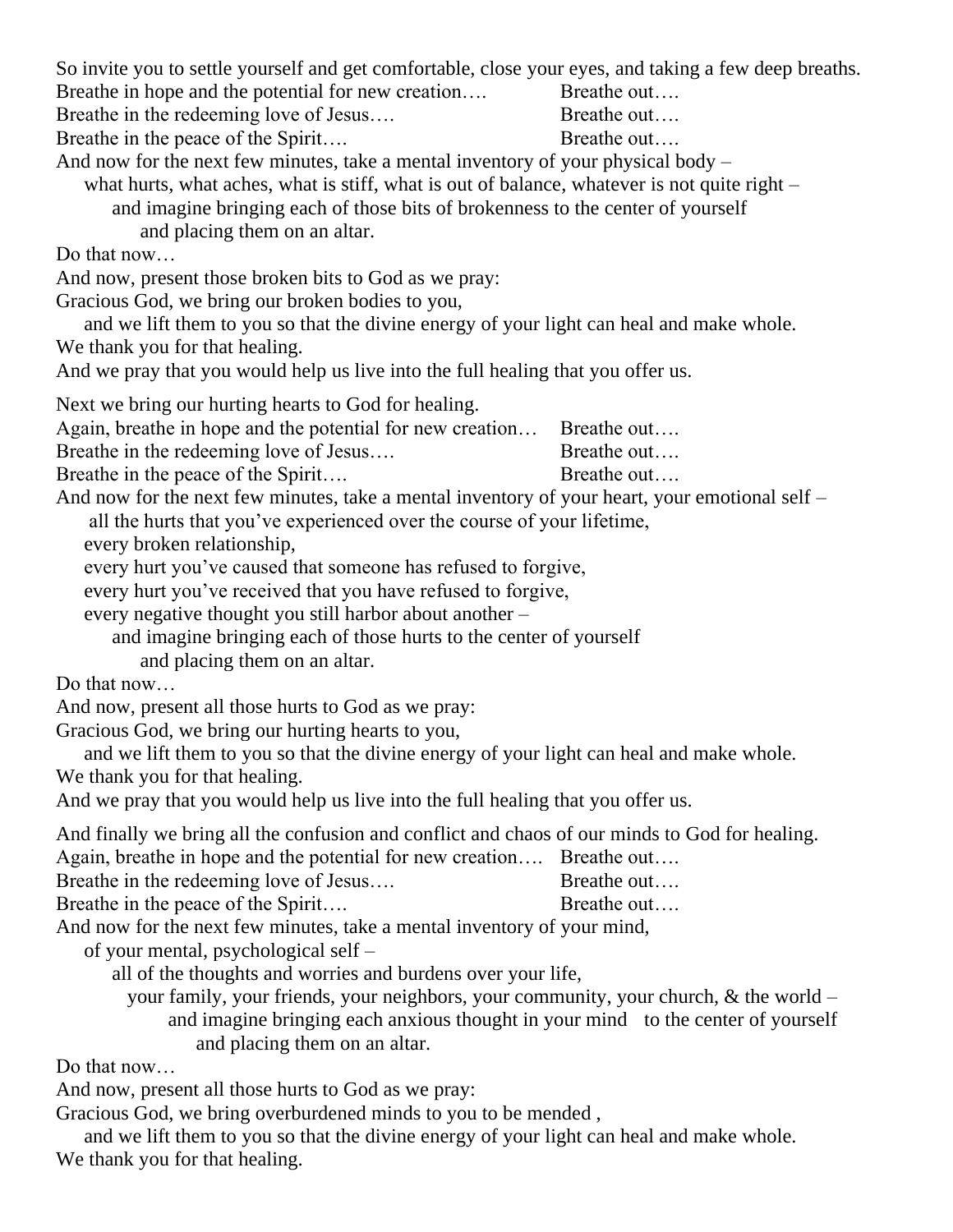So invite you to settle yourself and get comfortable, close your eyes, and taking a few deep breaths.
Breathe in hope and the potential for new creation….  Breathe out….
Breathe in the redeeming love of Jesus….  Breathe out….
Breathe in the peace of the Spirit….  Breathe out….
And now for the next few minutes, take a mental inventory of your physical body –
what hurts, what aches, what is stiff, what is out of balance, whatever is not quite right –
and imagine bringing each of those bits of brokenness to the center of yourself
and placing them on an altar.
Do that now…
And now, present those broken bits to God as we pray:
Gracious God, we bring our broken bodies to you,
and we lift them to you so that the divine energy of your light can heal and make whole.
We thank you for that healing.
And we pray that you would help us live into the full healing that you offer us.

Next we bring our hurting hearts to God for healing.
Again, breathe in hope and the potential for new creation…  Breathe out….
Breathe in the redeeming love of Jesus….  Breathe out….
Breathe in the peace of the Spirit….  Breathe out….
And now for the next few minutes, take a mental inventory of your heart, your emotional self –
all the hurts that you've experienced over the course of your lifetime,
every broken relationship,
every hurt you've caused that someone has refused to forgive,
every hurt you've received that you have refused to forgive,
every negative thought you still harbor about another –
and imagine bringing each of those hurts to the center of yourself
and placing them on an altar.
Do that now…
And now, present all those hurts to God as we pray:
Gracious God, we bring our hurting hearts to you,
and we lift them to you so that the divine energy of your light can heal and make whole.
We thank you for that healing.
And we pray that you would help us live into the full healing that you offer us.

And finally we bring all the confusion and conflict and chaos of our minds to God for healing.
Again, breathe in hope and the potential for new creation….  Breathe out….
Breathe in the redeeming love of Jesus….  Breathe out….
Breathe in the peace of the Spirit….  Breathe out….
And now for the next few minutes, take a mental inventory of your mind,
of your mental, psychological self –
all of the thoughts and worries and burdens over your life,
your family, your friends, your neighbors, your community, your church, & the world –
and imagine bringing each anxious thought in your mind  to the center of yourself
and placing them on an altar.
Do that now…
And now, present all those hurts to God as we pray:
Gracious God, we bring overburdened minds to you to be mended ,
and we lift them to you so that the divine energy of your light can heal and make whole.
We thank you for that healing.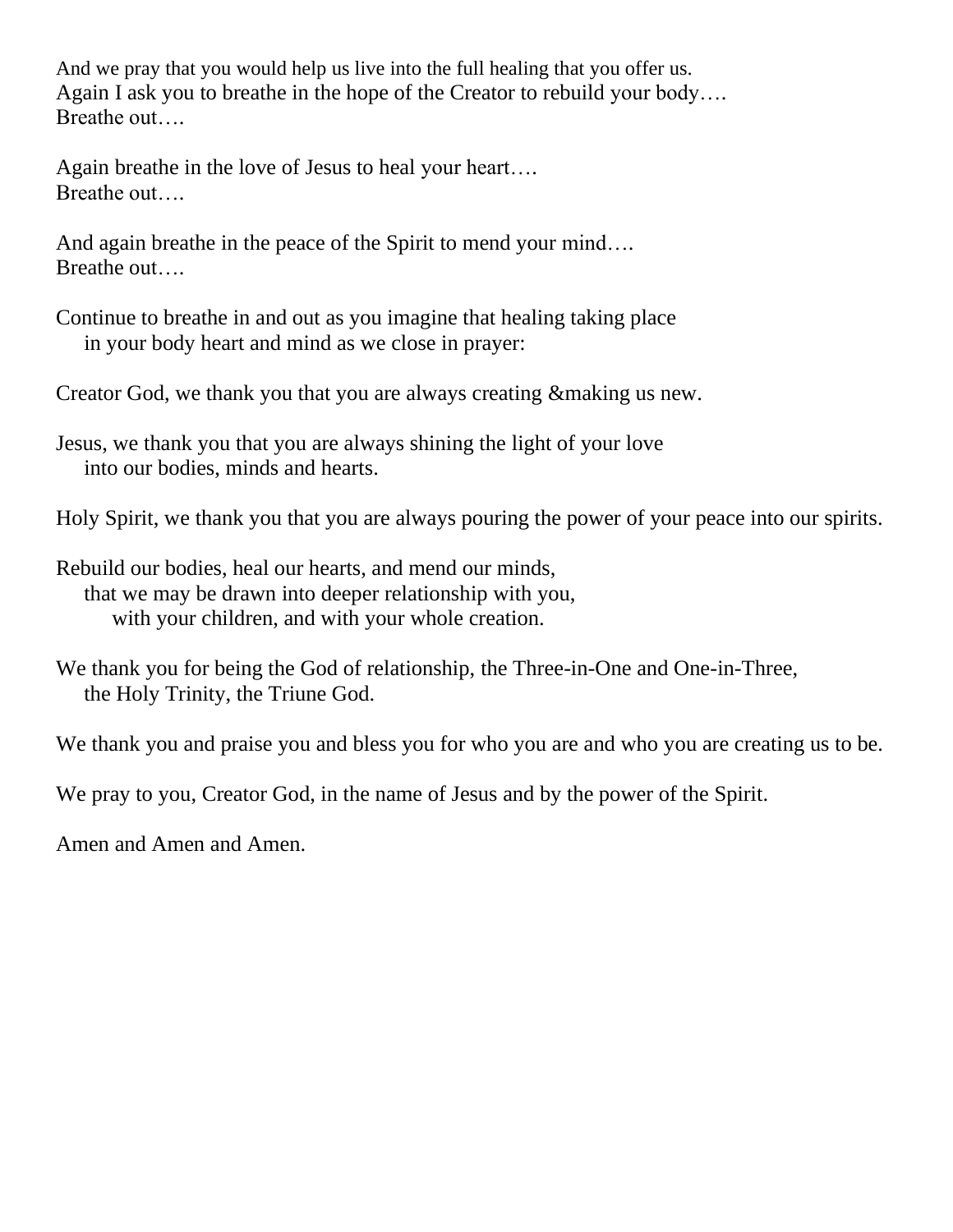And we pray that you would help us live into the full healing that you offer us.
Again I ask you to breathe in the hope of the Creator to rebuild your body….
Breathe out….

Again breathe in the love of Jesus to heal your heart….
Breathe out….

And again breathe in the peace of the Spirit to mend your mind….
Breathe out….

Continue to breathe in and out as you imagine that healing taking place
in your body heart and mind as we close in prayer:

Creator God, we thank you that you are always creating &making us new.

Jesus, we thank you that you are always shining the light of your love
into our bodies, minds and hearts.

Holy Spirit, we thank you that you are always pouring the power of your peace into our spirits.

Rebuild our bodies, heal our hearts, and mend our minds,
that we may be drawn into deeper relationship with you,
with your children, and with your whole creation.

We thank you for being the God of relationship, the Three-in-One and One-in-Three,
the Holy Trinity, the Triune God.

We thank you and praise you and bless you for who you are and who you are creating us to be.

We pray to you, Creator God, in the name of Jesus and by the power of the Spirit.

Amen and Amen and Amen.